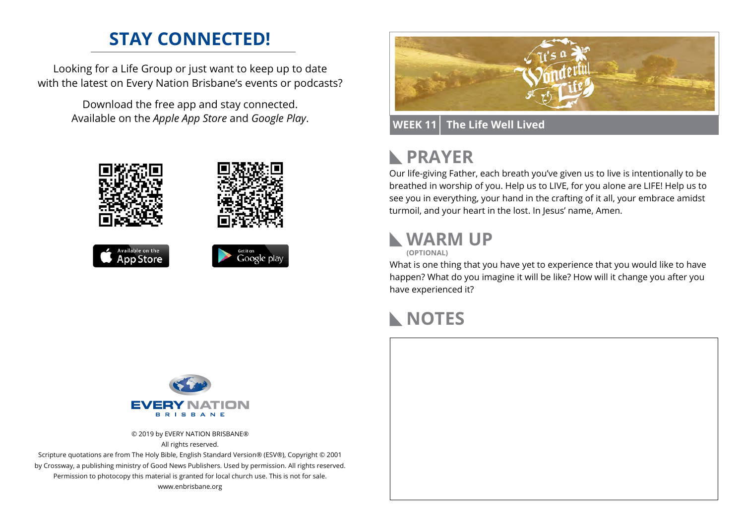## STAY CONNECTED!

Looking for a Life Group or just want to keep up to date with the latest on Every Nation Brisbane's events or podcasts?

Download the free app and stay connected. Available on the *Apple App Store* and *Google Play*.

Available on the App Store

Get it on Google play

EVERY NATION
BRISBANE

© 2019 by EVERY NATION BRISBANE®
All rights reserved.
Scripture quotations are from The Holy Bible, English Standard Version® (ESV®), Copyright © 2001 by Crossway, a publishing ministry of Good News Publishers. Used by permission. All rights reserved.
Permission to photocopy this material is granted for local church use. This is not for sale.
www.enbrisbane.org

It's a Wonderful Life

**WEEK 11** | **The Life Well Lived**

## PRAYER

Our life-giving Father, each breath you've given us to live is intentionally to be breathed in worship of you. Help us to LIVE, for you alone are LIFE! Help us to see you in everything, your hand in the crafting of it all, your embrace amidst turmoil, and your heart in the lost. In Jesus' name, Amen.

## WARM UP

**(OPTIONAL)**

What is one thing that you have yet to experience that you would like to have happen? What do you imagine it will be like? How will it change you after you have experienced it?

## NOTES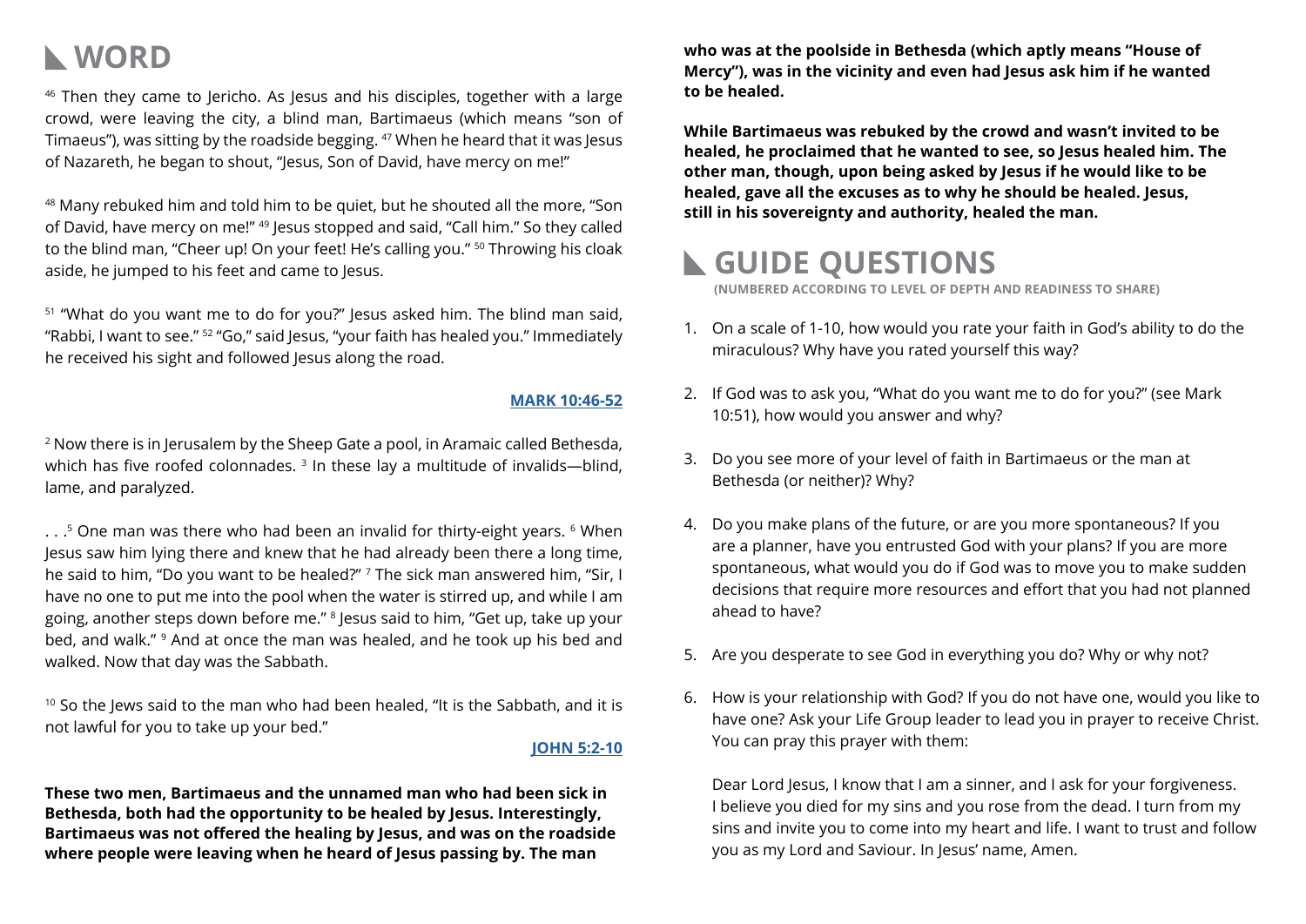## WORD

46 Then they came to Jericho. As Jesus and his disciples, together with a large crowd, were leaving the city, a blind man, Bartimaeus (which means "son of Timaeus"), was sitting by the roadside begging. 47 When he heard that it was Jesus of Nazareth, he began to shout, "Jesus, Son of David, have mercy on me!"

48 Many rebuked him and told him to be quiet, but he shouted all the more, "Son of David, have mercy on me!" 49 Jesus stopped and said, "Call him." So they called to the blind man, "Cheer up! On your feet! He's calling you." 50 Throwing his cloak aside, he jumped to his feet and came to Jesus.

51 "What do you want me to do for you?" Jesus asked him. The blind man said, "Rabbi, I want to see." 52 "Go," said Jesus, "your faith has healed you." Immediately he received his sight and followed Jesus along the road.

**MARK 10:46-52**

2 Now there is in Jerusalem by the Sheep Gate a pool, in Aramaic called Bethesda, which has five roofed colonnades. 3 In these lay a multitude of invalids—blind, lame, and paralyzed.

. . .5 One man was there who had been an invalid for thirty-eight years. 6 When Jesus saw him lying there and knew that he had already been there a long time, he said to him, "Do you want to be healed?" 7 The sick man answered him, "Sir, I have no one to put me into the pool when the water is stirred up, and while I am going, another steps down before me." 8 Jesus said to him, "Get up, take up your bed, and walk." 9 And at once the man was healed, and he took up his bed and walked. Now that day was the Sabbath.

10 So the Jews said to the man who had been healed, "It is the Sabbath, and it is not lawful for you to take up your bed."

**JOHN 5:2-10**

**These two men, Bartimaeus and the unnamed man who had been sick in Bethesda, both had the opportunity to be healed by Jesus. Interestingly, Bartimaeus was not offered the healing by Jesus, and was on the roadside where people were leaving when he heard of Jesus passing by. The man who was at the poolside in Bethesda (which aptly means "House of Mercy"), was in the vicinity and even had Jesus ask him if he wanted to be healed.**

**While Bartimaeus was rebuked by the crowd and wasn't invited to be healed, he proclaimed that he wanted to see, so Jesus healed him. The other man, though, upon being asked by Jesus if he would like to be healed, gave all the excuses as to why he should be healed. Jesus, still in his sovereignty and authority, healed the man.**

## GUIDE QUESTIONS

**(NUMBERED ACCORDING TO LEVEL OF DEPTH AND READINESS TO SHARE)**

1. On a scale of 1-10, how would you rate your faith in God's ability to do the miraculous? Why have you rated yourself this way?

2. If God was to ask you, "What do you want me to do for you?" (see Mark 10:51), how would you answer and why?

3. Do you see more of your level of faith in Bartimaeus or the man at Bethesda (or neither)? Why?

4. Do you make plans of the future, or are you more spontaneous? If you are a planner, have you entrusted God with your plans? If you are more spontaneous, what would you do if God was to move you to make sudden decisions that require more resources and effort that you had not planned ahead to have?

5. Are you desperate to see God in everything you do? Why or why not?

6. How is your relationship with God? If you do not have one, would you like to have one? Ask your Life Group leader to lead you in prayer to receive Christ. You can pray this prayer with them:

   Dear Lord Jesus, I know that I am a sinner, and I ask for your forgiveness. I believe you died for my sins and you rose from the dead. I turn from my sins and invite you to come into my heart and life. I want to trust and follow you as my Lord and Saviour. In Jesus' name, Amen.